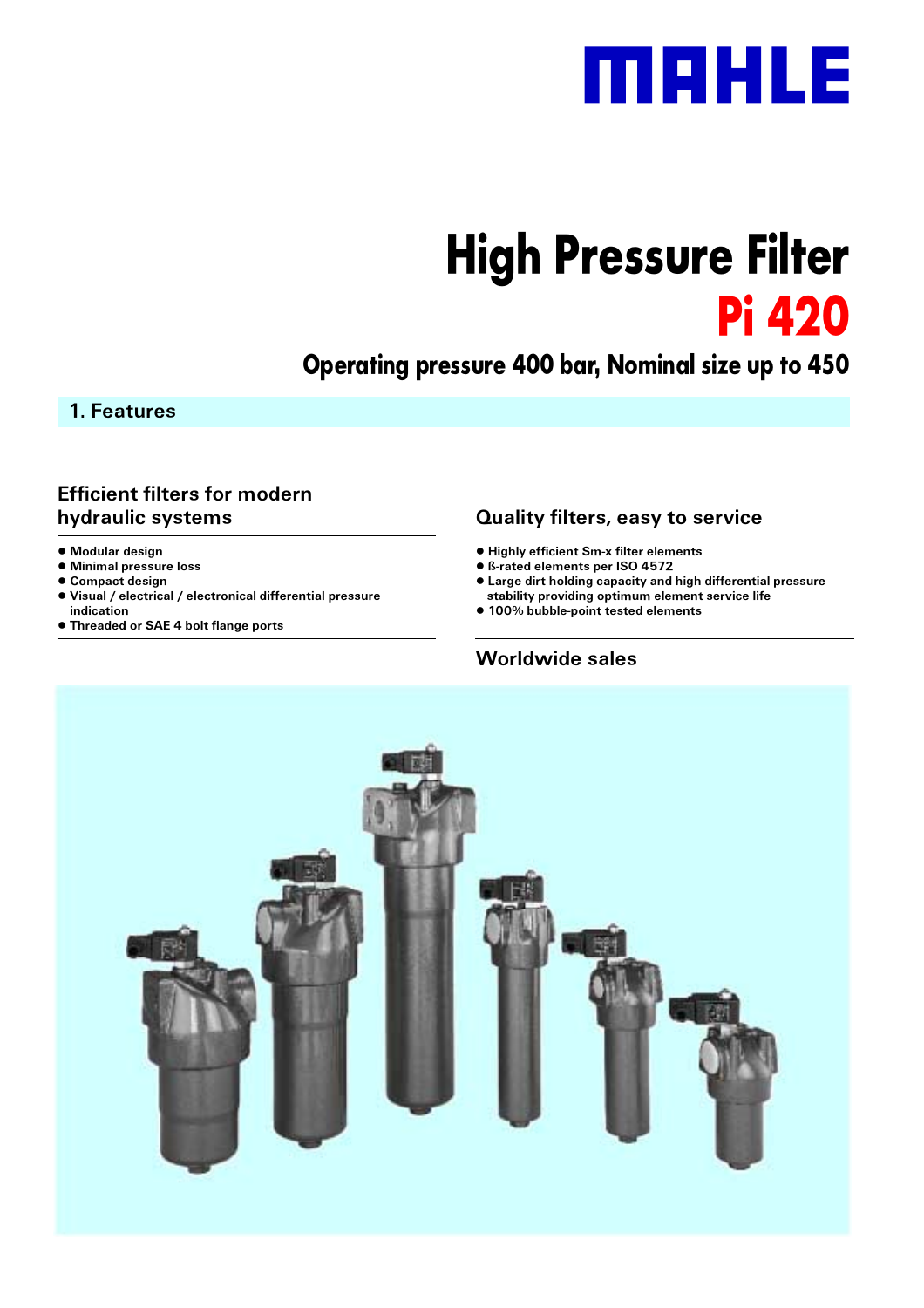MAHLE

# High Pressure Filter
# Pi 420

## Operating pressure 400 bar, Nominal size up to 450

## 1. Features

### Efficient filters for modern hydraulic systems

- Modular design
- Minimal pressure loss
- Compact design
- Visual / electrical / electronical differential pressure indication
- Threaded or SAE 4 bolt flange ports

### Quality filters, easy to service

- Highly efficient Sm-x filter elements
- ß-rated elements per ISO 4572
- Large dirt holding capacity and high differential pressure stability providing optimum element service life
- 100% bubble-point tested elements

### Worldwide sales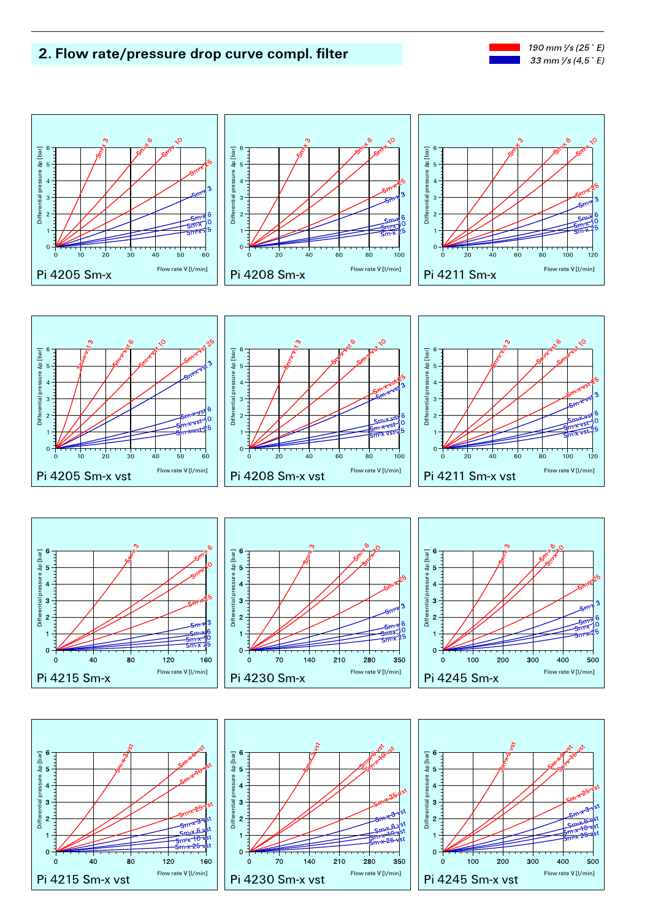## 2. Flow rate/pressure drop curve compl. filter

190 mm²/s (25 ° E)
33 mm²/s (4,5 ° E)

Pi 4205 Sm-x

Pi 4208 Sm-x

Pi 4211 Sm-x

Pi 4205 Sm-x vst

Pi 4208 Sm-x vst

Pi 4211 Sm-x vst

Pi 4215 Sm-x

Pi 4230 Sm-x

Pi 4245 Sm-x

Pi 4215 Sm-x vst

Pi 4230 Sm-x vst

Pi 4245 Sm-x vst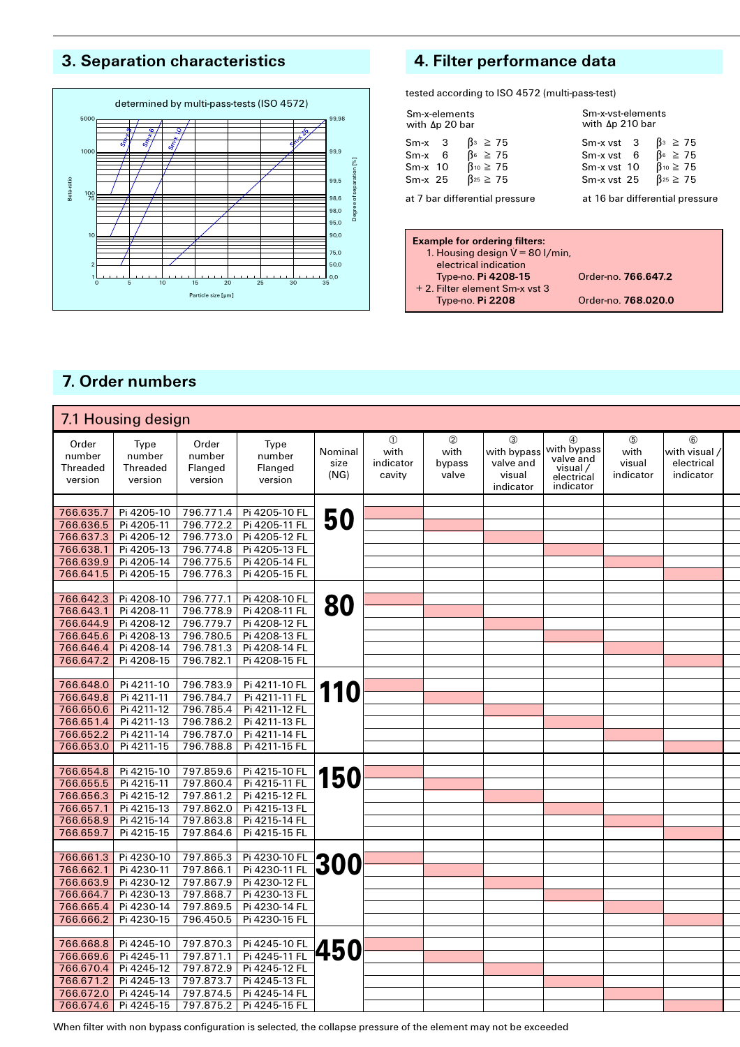## 3. Separation characteristics

determined by multi-pass-tests (ISO 4572)

## 4. Filter performance data

tested according to ISO 4572 (multi-pass-test)

| Sm-x-elements with Δp 20 bar | | Sm-x-vst-elements with Δp 210 bar | |
|---|---|---|---|
| Sm-x 3 | $\beta_3 \geq 75$ | Sm-x vst 3 | $\beta_3 \geq 75$ |
| Sm-x 6 | $\beta_6 \geq 75$ | Sm-x vst 6 | $\beta_6 \geq 75$ |
| Sm-x 10 | $\beta_{10} \geq 75$ | Sm-x vst 10 | $\beta_{10} \geq 75$ |
| Sm-x 25 | $\beta_{25} \geq 75$ | Sm-x vst 25 | $\beta_{25} \geq 75$ |
| at 7 bar differential pressure | | at 16 bar differential pressure | |

**Example for ordering filters:**

1. Housing design V = 80 l/min, electrical indication
   Type-no. **Pi 4208-15** — Order-no. **766.647.2**

\+ 2. Filter element Sm-x vst 3
   Type-no. **Pi 2208** — Order-no. **768.020.0**

## 7. Order numbers

### 7.1 Housing design

| Order number Threaded version | Type number Threaded version | Order number Flanged version | Type number Flanged version | Nominal size (NG) | ① with indicator cavity | ② with bypass valve | ③ with bypass valve and visual indicator | ④ with bypass valve and visual / electrical indicator | ⑤ with visual indicator | ⑥ with visual / electrical indicator |
|---|---|---|---|---|---|---|---|---|---|---|
| 766.635.7 | Pi 4205-10 | 796.771.4 | Pi 4205-10 FL | 50 | ■ | | | | | |
| 766.636.5 | Pi 4205-11 | 796.772.2 | Pi 4205-11 FL | | | ■ | | | | |
| 766.637.3 | Pi 4205-12 | 796.773.0 | Pi 4205-12 FL | | | | ■ | | | |
| 766.638.1 | Pi 4205-13 | 796.774.8 | Pi 4205-13 FL | | | | | ■ | | |
| 766.639.9 | Pi 4205-14 | 796.775.5 | Pi 4205-14 FL | | | | | | ■ | |
| 766.641.5 | Pi 4205-15 | 796.776.3 | Pi 4205-15 FL | | | | | | | ■ |
| 766.642.3 | Pi 4208-10 | 796.777.1 | Pi 4208-10 FL | 80 | ■ | | | | | |
| 766.643.1 | Pi 4208-11 | 796.778.9 | Pi 4208-11 FL | | | ■ | | | | |
| 766.644.9 | Pi 4208-12 | 796.779.7 | Pi 4208-12 FL | | | | ■ | | | |
| 766.645.6 | Pi 4208-13 | 796.780.5 | Pi 4208-13 FL | | | | | ■ | | |
| 766.646.4 | Pi 4208-14 | 796.781.3 | Pi 4208-14 FL | | | | | | ■ | |
| 766.647.2 | Pi 4208-15 | 796.782.1 | Pi 4208-15 FL | | | | | | | ■ |
| 766.648.0 | Pi 4211-10 | 796.783.9 | Pi 4211-10 FL | 110 | ■ | | | | | |
| 766.649.8 | Pi 4211-11 | 796.784.7 | Pi 4211-11 FL | | | ■ | | | | |
| 766.650.6 | Pi 4211-12 | 796.785.4 | Pi 4211-12 FL | | | | ■ | | | |
| 766.651.4 | Pi 4211-13 | 796.786.2 | Pi 4211-13 FL | | | | | ■ | | |
| 766.652.2 | Pi 4211-14 | 796.787.0 | Pi 4211-14 FL | | | | | | ■ | |
| 766.653.0 | Pi 4211-15 | 796.788.8 | Pi 4211-15 FL | | | | | | | ■ |
| 766.654.8 | Pi 4215-10 | 797.859.6 | Pi 4215-10 FL | 150 | ■ | | | | | |
| 766.655.5 | Pi 4215-11 | 797.860.4 | Pi 4215-11 FL | | | ■ | | | | |
| 766.656.3 | Pi 4215-12 | 797.861.2 | Pi 4215-12 FL | | | | ■ | | | |
| 766.657.1 | Pi 4215-13 | 797.862.0 | Pi 4215-13 FL | | | | | ■ | | |
| 766.658.9 | Pi 4215-14 | 797.863.8 | Pi 4215-14 FL | | | | | | ■ | |
| 766.659.7 | Pi 4215-15 | 797.864.6 | Pi 4215-15 FL | | | | | | | ■ |
| 766.661.3 | Pi 4230-10 | 797.865.3 | Pi 4230-10 FL | 300 | ■ | | | | | |
| 766.662.1 | Pi 4230-11 | 797.866.1 | Pi 4230-11 FL | | | ■ | | | | |
| 766.663.9 | Pi 4230-12 | 797.867.9 | Pi 4230-12 FL | | | | ■ | | | |
| 766.664.7 | Pi 4230-13 | 797.868.7 | Pi 4230-13 FL | | | | | ■ | | |
| 766.665.4 | Pi 4230-14 | 797.869.5 | Pi 4230-14 FL | | | | | | ■ | |
| 766.666.2 | Pi 4230-15 | 796.450.5 | Pi 4230-15 FL | | | | | | | ■ |
| 766.668.8 | Pi 4245-10 | 797.870.3 | Pi 4245-10 FL | 450 | ■ | | | | | |
| 766.669.6 | Pi 4245-11 | 797.871.1 | Pi 4245-11 FL | | | ■ | | | | |
| 766.670.4 | Pi 4245-12 | 797.872.9 | Pi 4245-12 FL | | | | ■ | | | |
| 766.671.2 | Pi 4245-13 | 797.873.7 | Pi 4245-13 FL | | | | | ■ | | |
| 766.672.0 | Pi 4245-14 | 797.874.5 | Pi 4245-14 FL | | | | | | ■ | |
| 766.674.6 | Pi 4245-15 | 797.875.2 | Pi 4245-15 FL | | | | | | | ■ |

When filter with non bypass configuration is selected, the collapse pressure of the element may not be exceeded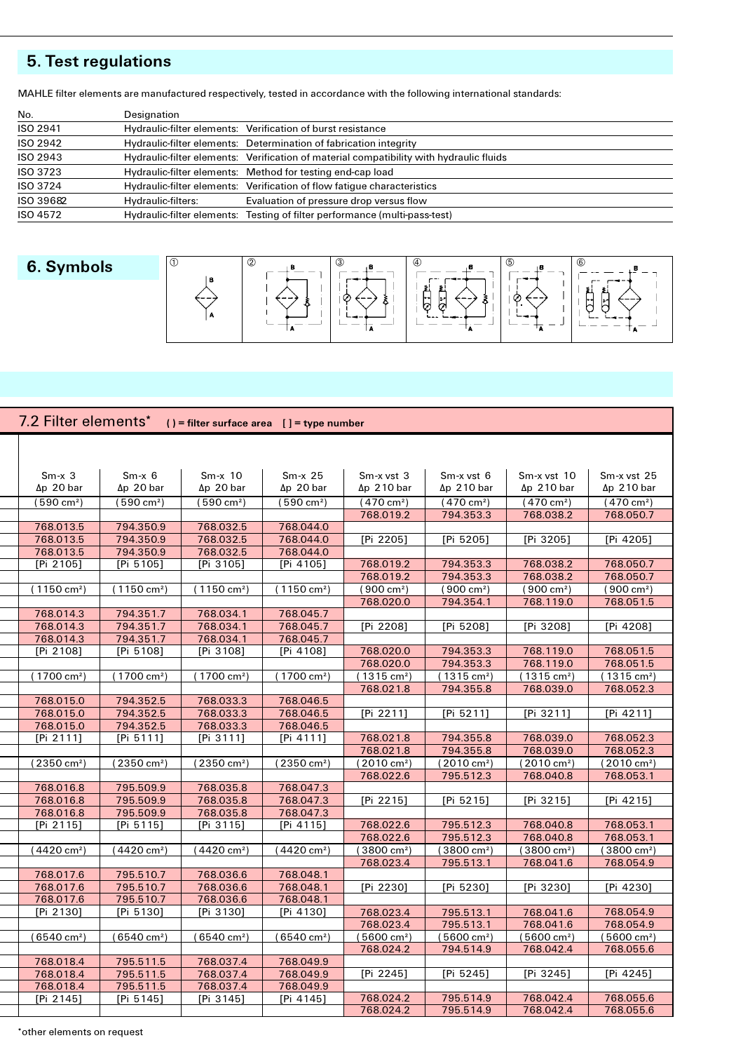## 5. Test regulations

MAHLE filter elements are manufactured respectively, tested in accordance with the following international standards:

| No. | Designation | |
|---|---|---|
| ISO 2941 | Hydraulic-filter elements: | Verification of burst resistance |
| ISO 2942 | Hydraulic-filter elements: | Determination of fabrication integrity |
| ISO 2943 | Hydraulic-filter elements: | Verification of material compatibility with hydraulic fluids |
| ISO 3723 | Hydraulic-filter elements: | Method for testing end-cap load |
| ISO 3724 | Hydraulic-filter elements: | Verification of flow fatigue characteristics |
| ISO 39682 | Hydraulic-filters: | Evaluation of pressure drop versus flow |
| ISO 4572 | Hydraulic-filter elements: | Testing of filter performance (multi-pass-test) |

## 6. Symbols

① ② ③ ④ ⑤ ⑥

## 7.2 Filter elements*

( ) = filter surface area [ ] = type number

| Sm-x 3 Δp 20 bar | Sm-x 6 Δp 20 bar | Sm-x 10 Δp 20 bar | Sm-x 25 Δp 20 bar | Sm-x vst 3 Δp 210 bar | Sm-x vst 6 Δp 210 bar | Sm-x vst 10 Δp 210 bar | Sm-x vst 25 Δp 210 bar |
|---|---|---|---|---|---|---|---|
| (590 cm²) | (590 cm²) | (590 cm²) | (590 cm²) | (470 cm²) | (470 cm²) | (470 cm²) | (470 cm²) |
| | | | | 768.019.2 | 794.353.3 | 768.038.2 | 768.050.7 |
| 768.013.5 | 794.350.9 | 768.032.5 | 768.044.0 | | | | |
| 768.013.5 | 794.350.9 | 768.032.5 | 768.044.0 | [Pi 2205] | [Pi 5205] | [Pi 3205] | [Pi 4205] |
| 768.013.5 | 794.350.9 | 768.032.5 | 768.044.0 | | | | |
| [Pi 2105] | [Pi 5105] | [Pi 3105] | [Pi 4105] | 768.019.2 | 794.353.3 | 768.038.2 | 768.050.7 |
| | | | | 768.019.2 | 794.353.3 | 768.038.2 | 768.050.7 |
| (1150 cm²) | (1150 cm²) | (1150 cm²) | (1150 cm²) | (900 cm²) | (900 cm²) | (900 cm²) | (900 cm²) |
| | | | | 768.020.0 | 794.354.1 | 768.119.0 | 768.051.5 |
| 768.014.3 | 794.351.7 | 768.034.1 | 768.045.7 | | | | |
| 768.014.3 | 794.351.7 | 768.034.1 | 768.045.7 | [Pi 2208] | [Pi 5208] | [Pi 3208] | [Pi 4208] |
| 768.014.3 | 794.351.7 | 768.034.1 | 768.045.7 | | | | |
| [Pi 2108] | [Pi 5108] | [Pi 3108] | [Pi 4108] | 768.020.0 | 794.353.3 | 768.119.0 | 768.051.5 |
| | | | | 768.020.0 | 794.353.3 | 768.119.0 | 768.051.5 |
| (1700 cm²) | (1700 cm²) | (1700 cm²) | (1700 cm²) | (1315 cm²) | (1315 cm²) | (1315 cm²) | (1315 cm²) |
| | | | | 768.021.8 | 794.355.8 | 768.039.0 | 768.052.3 |
| 768.015.0 | 794.352.5 | 768.033.3 | 768.046.5 | | | | |
| 768.015.0 | 794.352.5 | 768.033.3 | 768.046.5 | [Pi 2211] | [Pi 5211] | [Pi 3211] | [Pi 4211] |
| 768.015.0 | 794.352.5 | 768.033.3 | 768.046.5 | | | | |
| [Pi 2111] | [Pi 5111] | [Pi 3111] | [Pi 4111] | 768.021.8 | 794.355.8 | 768.039.0 | 768.052.3 |
| | | | | 768.021.8 | 794.355.8 | 768.039.0 | 768.052.3 |
| (2350 cm²) | (2350 cm²) | (2350 cm²) | (2350 cm²) | (2010 cm²) | (2010 cm²) | (2010 cm²) | (2010 cm²) |
| | | | | 768.022.6 | 795.512.3 | 768.040.8 | 768.053.1 |
| 768.016.8 | 795.509.9 | 768.035.8 | 768.047.3 | | | | |
| 768.016.8 | 795.509.9 | 768.035.8 | 768.047.3 | [Pi 2215] | [Pi 5215] | [Pi 3215] | [Pi 4215] |
| 768.016.8 | 795.509.9 | 768.035.8 | 768.047.3 | | | | |
| [Pi 2115] | [Pi 5115] | [Pi 3115] | [Pi 4115] | 768.022.6 | 795.512.3 | 768.040.8 | 768.053.1 |
| | | | | 768.022.6 | 795.512.3 | 768.040.8 | 768.053.1 |
| (4420 cm²) | (4420 cm²) | (4420 cm²) | (4420 cm²) | (3800 cm²) | (3800 cm²) | (3800 cm²) | (3800 cm²) |
| | | | | 768.023.4 | 795.513.1 | 768.041.6 | 768.054.9 |
| 768.017.6 | 795.510.7 | 768.036.6 | 768.048.1 | | | | |
| 768.017.6 | 795.510.7 | 768.036.6 | 768.048.1 | [Pi 2230] | [Pi 5230] | [Pi 3230] | [Pi 4230] |
| 768.017.6 | 795.510.7 | 768.036.6 | 768.048.1 | | | | |
| [Pi 2130] | [Pi 5130] | [Pi 3130] | [Pi 4130] | 768.023.4 | 795.513.1 | 768.041.6 | 768.054.9 |
| | | | | 768.023.4 | 795.513.1 | 768.041.6 | 768.054.9 |
| (6540 cm²) | (6540 cm²) | (6540 cm²) | (6540 cm²) | (5600 cm²) | (5600 cm²) | (5600 cm²) | (5600 cm²) |
| | | | | 768.024.2 | 794.514.9 | 768.042.4 | 768.055.6 |
| 768.018.4 | 795.511.5 | 768.037.4 | 768.049.9 | | | | |
| 768.018.4 | 795.511.5 | 768.037.4 | 768.049.9 | [Pi 2245] | [Pi 5245] | [Pi 3245] | [Pi 4245] |
| 768.018.4 | 795.511.5 | 768.037.4 | 768.049.9 | | | | |
| [Pi 2145] | [Pi 5145] | [Pi 3145] | [Pi 4145] | 768.024.2 | 795.514.9 | 768.042.4 | 768.055.6 |
| | | | | 768.024.2 | 795.514.9 | 768.042.4 | 768.055.6 |

*other elements on request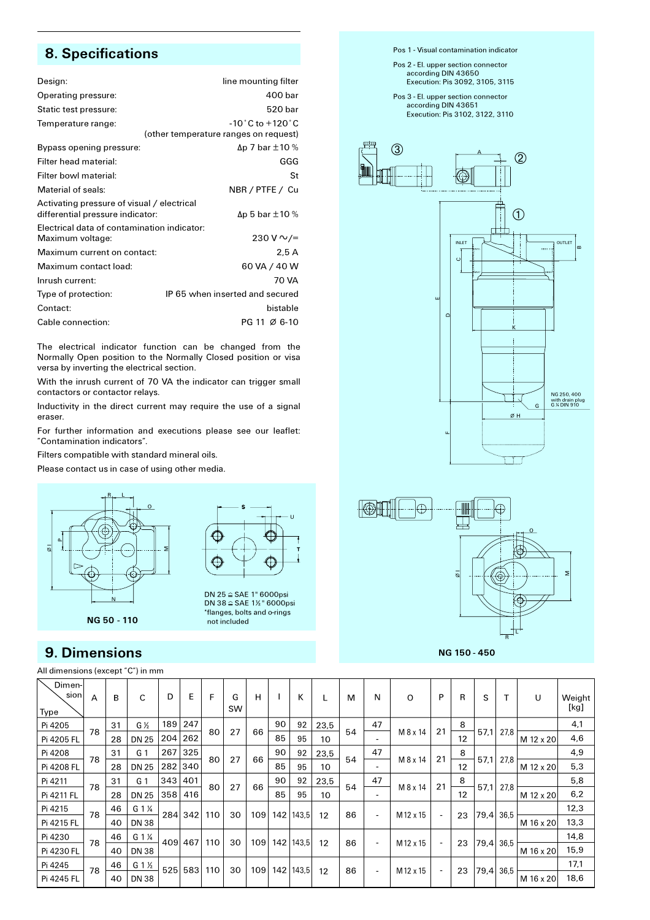## 8. Specifications

| | |
|---|---|
| Design: | line mounting filter |
| Operating pressure: | 400 bar |
| Static test pressure: | 520 bar |
| Temperature range: | -10 °C to +120 °C (other temperature ranges on request) |
| Bypass opening pressure: | Δp 7 bar ±10 % |
| Filter head material: | GGG |
| Filter bowl material: | St |
| Material of seals: | NBR / PTFE / Cu |
| Activating pressure of visual / electrical differential pressure indicator: | Δp 5 bar ±10 % |
| Electrical data of contamination indicator: Maximum voltage: | 230 V ∿/= |
| Maximum current on contact: | 2,5 A |
| Maximum contact load: | 60 VA / 40 W |
| Inrush current: | 70 VA |
| Type of protection: | IP 65 when inserted and secured |
| Contact: | bistable |
| Cable connection: | PG 11 Ø 6-10 |

The electrical indicator function can be changed from the Normally Open position to the Normally Closed position or visa versa by inverting the electrical section.

With the inrush current of 70 VA the indicator can trigger small contactors or contactor relays.

Inductivity in the direct current may require the use of a signal eraser.

For further information and executions please see our leaflet: "Contamination indicators".

Filters compatible with standard mineral oils.

Please contact us in case of using other media.

Pos 1 - Visual contamination indicator

Pos 2 - El. upper section connector according DIN 43650 Execution: Pis 3092, 3105, 3115

Pos 3 - El. upper section connector according DIN 43651 Execution: Pis 3102, 3122, 3110

NG 250, 400 with drain plug G ¼ DIN 910

DN 25 ≙ SAE 1" 6000psi
DN 38 ≙ SAE 1½" 6000psi
*flanges, bolts and o-rings not included

NG 50 - 110

NG 150 - 450

## 9. Dimensions

All dimensions (except "C") in mm

| Type \ Dimension | A | B | C | D | E | F | G SW | H | I | K | L | M | N | O | P | R | S | T | U | Weight [kg] |
|---|---|---|---|---|---|---|---|---|---|---|---|---|---|---|---|---|---|---|---|---|
| Pi 4205 | 78 | 31 | G ½ | 189 | 247 | 80 | 27 | 66 | 90 | 92 | 23,5 | 54 | 47 | M 8 x 14 | 21 | 8 | 57,1 | 27,8 | | 4,1 |
| Pi 4205 FL | | 28 | DN 25 | 204 | 262 | | | | 85 | 95 | 10 | | - | | | 12 | | | M 12 x 20 | 4,6 |
| Pi 4208 | 78 | 31 | G 1 | 267 | 325 | 80 | 27 | 66 | 90 | 92 | 23,5 | 54 | 47 | M 8 x 14 | 21 | 8 | 57,1 | 27,8 | | 4,9 |
| Pi 4208 FL | | 28 | DN 25 | 282 | 340 | | | | 85 | 95 | 10 | | - | | | 12 | | | M 12 x 20 | 5,3 |
| Pi 4211 | 78 | 31 | G 1 | 343 | 401 | 80 | 27 | 66 | 90 | 92 | 23,5 | 54 | 47 | M 8 x 14 | 21 | 8 | 57,1 | 27,8 | | 5,8 |
| Pi 4211 FL | | 28 | DN 25 | 358 | 416 | | | | 85 | 95 | 10 | | - | | | 12 | | | M 12 x 20 | 6,2 |
| Pi 4215 | 78 | 46 | G 1¼ | 284 | 342 | 110 | 30 | 109 | 142 | 143,5 | 12 | 86 | - | M 12 x 15 | - | 23 | 79,4 | 36,5 | | 12,3 |
| Pi 4215 FL | | 40 | DN 38 | | | | | | | | | | | | | | | | M 16 x 20 | 13,3 |
| Pi 4230 | 78 | 46 | G 1¼ | 409 | 467 | 110 | 30 | 109 | 142 | 143,5 | 12 | 86 | - | M 12 x 15 | - | 23 | 79,4 | 36,5 | | 14,8 |
| Pi 4230 FL | | 40 | DN 38 | | | | | | | | | | | | | | | | M 16 x 20 | 15,9 |
| Pi 4245 | 78 | 46 | G 1½ | 525 | 583 | 110 | 30 | 109 | 142 | 143,5 | 12 | 86 | - | M 12 x 15 | - | 23 | 79,4 | 36,5 | | 17,1 |
| Pi 4245 FL | | 40 | DN 38 | | | | | | | | | | | | | | | | M 16 x 20 | 18,6 |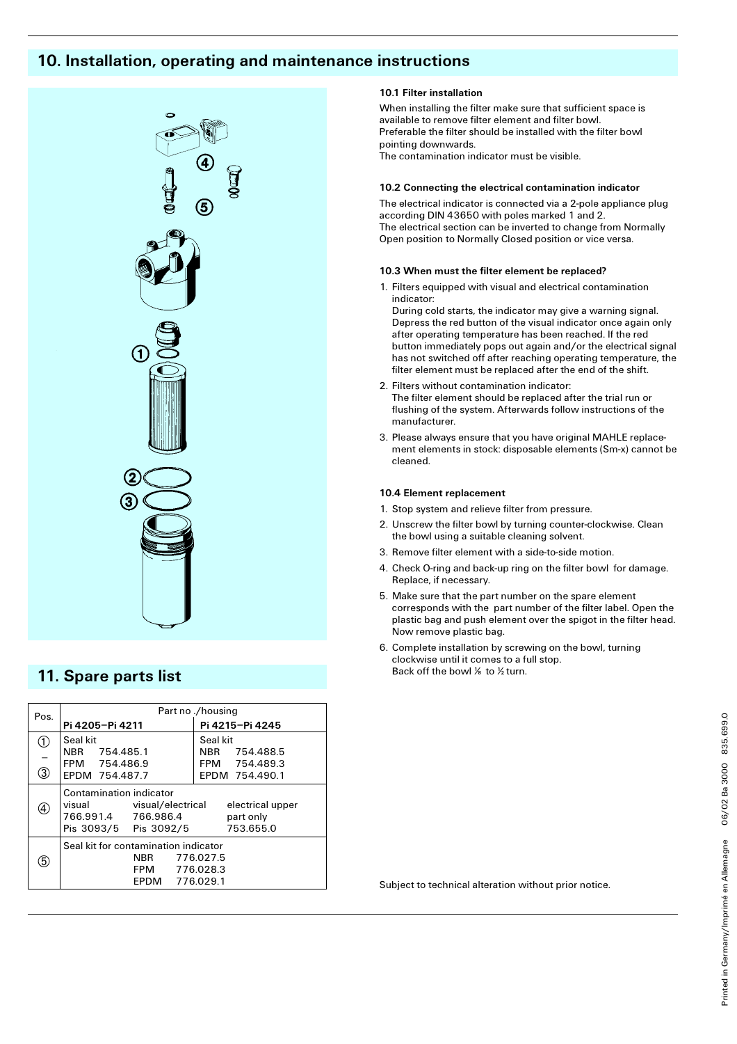## 10. Installation, operating and maintenance instructions

### 10.1 Filter installation

When installing the filter make sure that sufficient space is available to remove filter element and filter bowl.
Preferable the filter should be installed with the filter bowl pointing downwards.
The contamination indicator must be visible.

### 10.2 Connecting the electrical contamination indicator

The electrical indicator is connected via a 2-pole appliance plug according DIN 43650 with poles marked 1 and 2.
The electrical section can be inverted to change from Normally Open position to Normally Closed position or vice versa.

### 10.3 When must the filter element be replaced?

1. Filters equipped with visual and electrical contamination indicator:
   During cold starts, the indicator may give a warning signal. Depress the red button of the visual indicator once again only after operating temperature has been reached. If the red button immediately pops out again and/or the electrical signal has not switched off after reaching operating temperature, the filter element must be replaced after the end of the shift.
2. Filters without contamination indicator:
   The filter element should be replaced after the trial run or flushing of the system. Afterwards follow instructions of the manufacturer.
3. Please always ensure that you have original MAHLE replacement elements in stock: disposable elements (Sm-x) cannot be cleaned.

### 10.4 Element replacement

1. Stop system and relieve filter from pressure.
2. Unscrew the filter bowl by turning counter-clockwise. Clean the bowl using a suitable cleaning solvent.
3. Remove filter element with a side-to-side motion.
4. Check O-ring and back-up ring on the filter bowl for damage. Replace, if necessary.
5. Make sure that the part number on the spare element corresponds with the part number of the filter label. Open the plastic bag and push element over the spigot in the filter head. Now remove plastic bag.
6. Complete installation by screwing on the bowl, turning clockwise until it comes to a full stop.
   Back off the bowl ⅛ to ½ turn.

## 11. Spare parts list

| Pos. | Part no./housing Pi 4205–Pi 4211 | | | Part no./housing Pi 4215–Pi 4245 |
|---|---|---|---|---|
| ① – ③ | Seal kit<br>NBR 754.485.1<br>FPM 754.486.9<br>EPDM 754.487.7 | | | Seal kit<br>NBR 754.488.5<br>FPM 754.489.3<br>EPDM 754.490.1 |
| ④ | Contamination indicator<br>visual<br>766.991.4<br>Pis 3093/5 | visual/electrical<br>766.986.4<br>Pis 3092/5 | | electrical upper part only<br>753.655.0 |
| ⑤ | Seal kit for contamination indicator<br>NBR 776.027.5<br>FPM 776.028.3<br>EPDM 776.029.1 | | | |

Subject to technical alteration without prior notice.